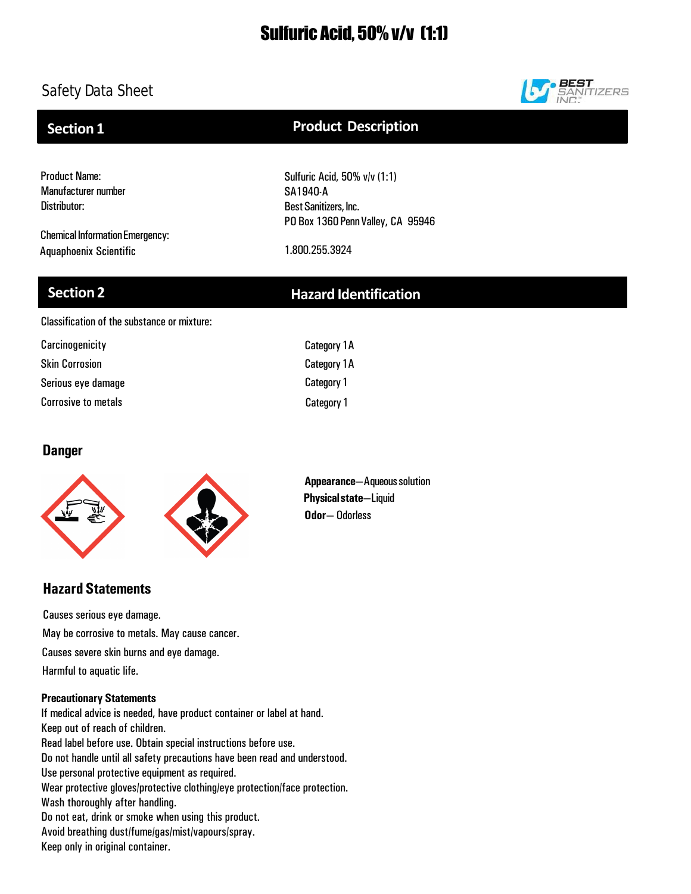# Sulfuric Acid, 50% v/v (1:1)

Safety Data Sheet

## Section 1 — Product Description

| | |
|---|---|
| Product Name: | Sulfuric Acid, 50% v/v (1:1) |
| Manufacturer number | SA1940-A |
| Distributor: | Best Sanitizers, Inc.<br>PO Box 1360 Penn Valley, CA 95946 |
| Chemical Information Emergency:<br>Aquaphoenix Scientific | 1.800.255.3924 |

## Section 2 — Hazard Identification

Classification of the substance or mixture:

| | |
|---|---|
| Carcinogenicity | Category 1A |
| Skin Corrosion | Category 1A |
| Serious eye damage | Category 1 |
| Corrosive to metals | Category 1 |

### Danger

**Appearance**—Aqueous solution
**Physical state**—Liquid
**Odor**— Odorless

### Hazard Statements

Causes serious eye damage.

May be corrosive to metals. May cause cancer.

Causes severe skin burns and eye damage.

Harmful to aquatic life.

**Precautionary Statements**

If medical advice is needed, have product container or label at hand.
Keep out of reach of children.
Read label before use. Obtain special instructions before use.
Do not handle until all safety precautions have been read and understood.
Use personal protective equipment as required.
Wear protective gloves/protective clothing/eye protection/face protection.
Wash thoroughly after handling.
Do not eat, drink or smoke when using this product.
Avoid breathing dust/fume/gas/mist/vapours/spray.
Keep only in original container.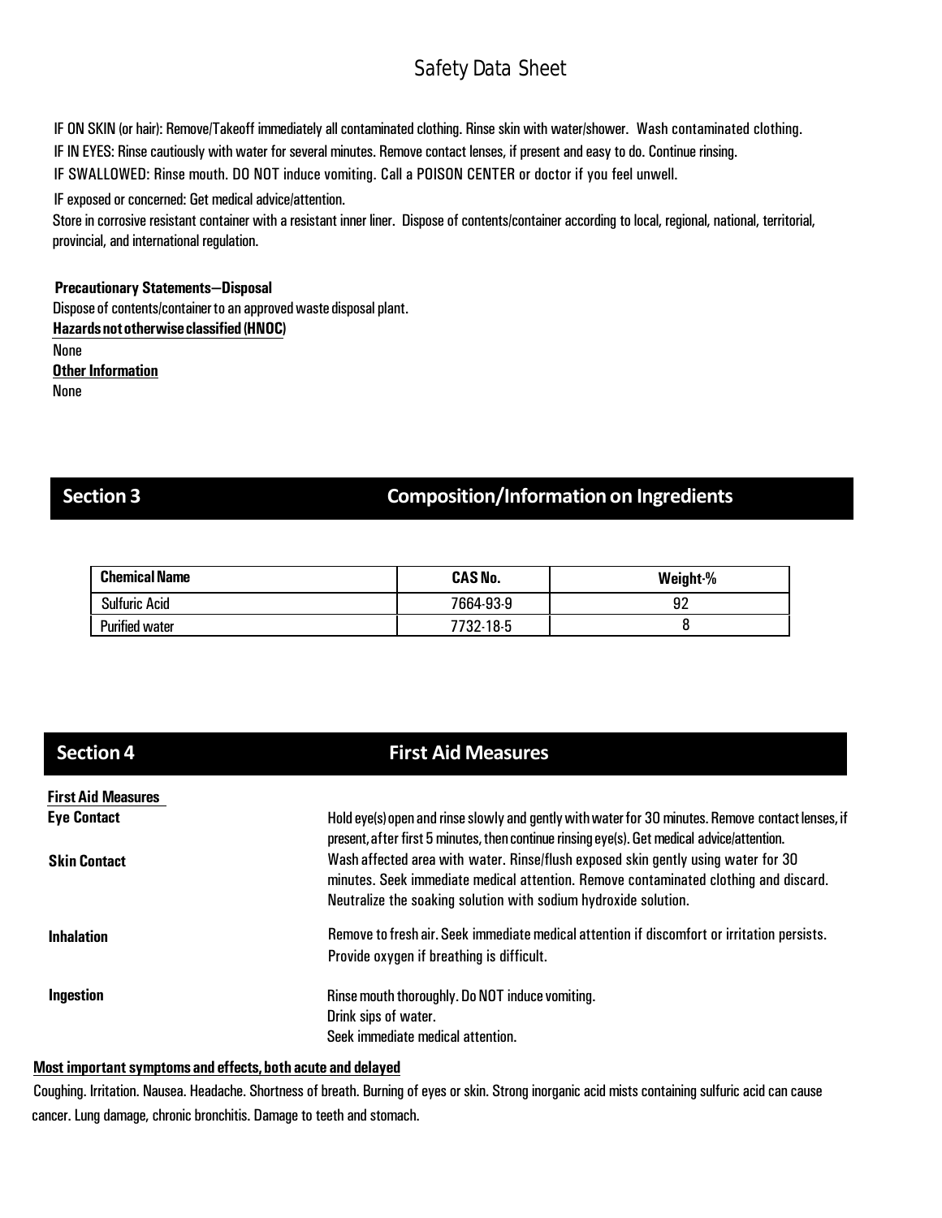IF ON SKIN (or hair): Remove/Takeoff immediately all contaminated clothing. Rinse skin with water/shower. Wash contaminated clothing.

IF IN EYES: Rinse cautiously with water for several minutes. Remove contact lenses, if present and easy to do. Continue rinsing.

IF SWALLOWED: Rinse mouth. DO NOT induce vomiting. Call a POISON CENTER or doctor if you feel unwell.

IF exposed or concerned: Get medical advice/attention.

Store in corrosive resistant container with a resistant inner liner. Dispose of contents/container according to local, regional, national, territorial, provincial, and international regulation.

**Precautionary Statements—Disposal**

Dispose of contents/container to an approved waste disposal plant.

**Hazards not otherwise classified (HNOC)**

None

**Other Information**

None

## Section 3 Composition/Information on Ingredients

| Chemical Name | CAS No. | Weight-% |
|---|---|---|
| Sulfuric Acid | 7664-93-9 | 92 |
| Purified water | 7732-18-5 | 8 |

## Section 4 First Aid Measures

**First Aid Measures**

**Eye Contact** Hold eye(s) open and rinse slowly and gently with water for 30 minutes. Remove contact lenses, if present, after first 5 minutes, then continue rinsing eye(s). Get medical advice/attention.

**Skin Contact** Wash affected area with water. Rinse/flush exposed skin gently using water for 30 minutes. Seek immediate medical attention. Remove contaminated clothing and discard. Neutralize the soaking solution with sodium hydroxide solution.

**Inhalation** Remove to fresh air. Seek immediate medical attention if discomfort or irritation persists. Provide oxygen if breathing is difficult.

**Ingestion** Rinse mouth thoroughly. Do NOT induce vomiting.
Drink sips of water.
Seek immediate medical attention.

**Most important symptoms and effects, both acute and delayed**

Coughing. Irritation. Nausea. Headache. Shortness of breath. Burning of eyes or skin. Strong inorganic acid mists containing sulfuric acid can cause cancer. Lung damage, chronic bronchitis. Damage to teeth and stomach.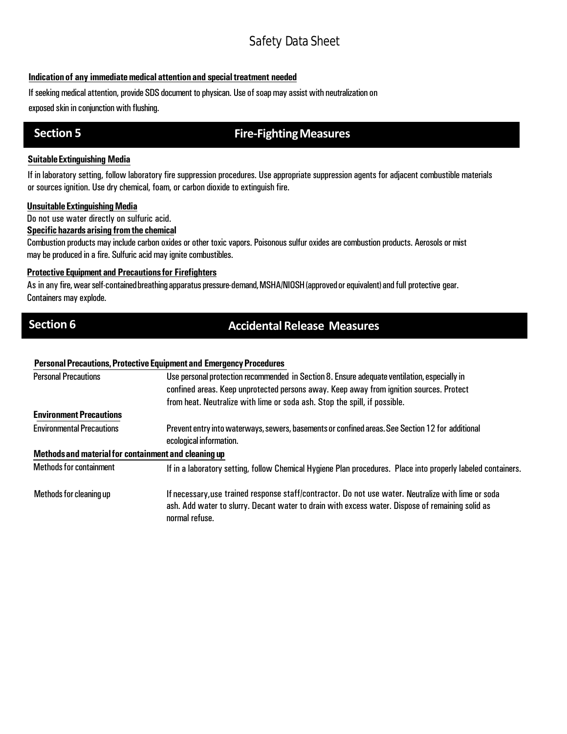**Indication of any immediate medical attention and special treatment needed**

If seeking medical attention, provide SDS document to physican. Use of soap may assist with neutralization on exposed skin in conjunction with flushing.

## Section 5 Fire-Fighting Measures

**Suitable Extinguishing Media**

If in laboratory setting, follow laboratory fire suppression procedures. Use appropriate suppression agents for adjacent combustible materials or sources ignition. Use dry chemical, foam, or carbon dioxide to extinguish fire.

**Unsuitable Extinguishing Media**

Do not use water directly on sulfuric acid.

**Specific hazards arising from the chemical**

Combustion products may include carbon oxides or other toxic vapors. Poisonous sulfur oxides are combustion products. Aerosols or mist may be produced in a fire. Sulfuric acid may ignite combustibles.

**Protective Equipment and Precautions for Firefighters**

As in any fire, wear self-contained breathing apparatus pressure-demand, MSHA/NIOSH (approved or equivalent) and full protective gear. Containers may explode.

## Section 6 Accidental Release Measures

**Personal Precautions, Protective Equipment and Emergency Procedures**

| | |
|---|---|
| Personal Precautions | Use personal protection recommended in Section 8. Ensure adequate ventilation, especially in confined areas. Keep unprotected persons away. Keep away from ignition sources. Protect from heat. Neutralize with lime or soda ash. Stop the spill, if possible. |

**Environment Precautions**

| | |
|---|---|
| Environmental Precautions | Prevent entry into waterways, sewers, basements or confined areas. See Section 12 for additional ecological information. |

**Methods and material for containment and cleaning up**

| | |
|---|---|
| Methods for containment | If in a laboratory setting, follow Chemical Hygiene Plan procedures. Place into properly labeled containers. |
| Methods for cleaning up | If necessary, use trained response staff/contractor. Do not use water. Neutralize with lime or soda ash. Add water to slurry. Decant water to drain with excess water. Dispose of remaining solid as normal refuse. |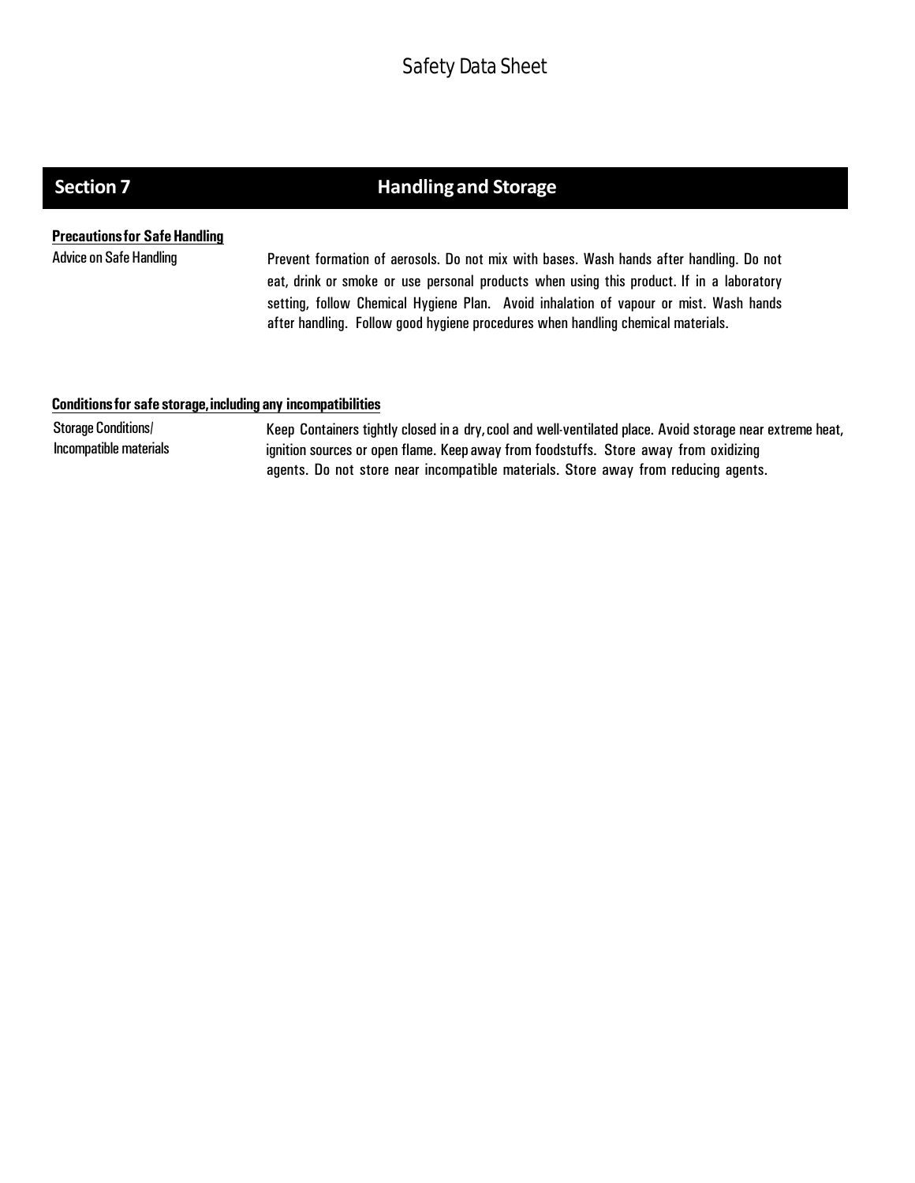## Section 7 Handling and Storage

**Precautions for Safe Handling**

| | |
|---|---|
| Advice on Safe Handling | Prevent formation of aerosols. Do not mix with bases. Wash hands after handling. Do not eat, drink or smoke or use personal products when using this product. If in a laboratory setting, follow Chemical Hygiene Plan. Avoid inhalation of vapour or mist. Wash hands after handling. Follow good hygiene procedures when handling chemical materials. |

**Conditions for safe storage, including any incompatibilities**

| | |
|---|---|
| Storage Conditions/ Incompatible materials | Keep Containers tightly closed in a dry, cool and well-ventilated place. Avoid storage near extreme heat, ignition sources or open flame. Keep away from foodstuffs. Store away from oxidizing agents. Do not store near incompatible materials. Store away from reducing agents. |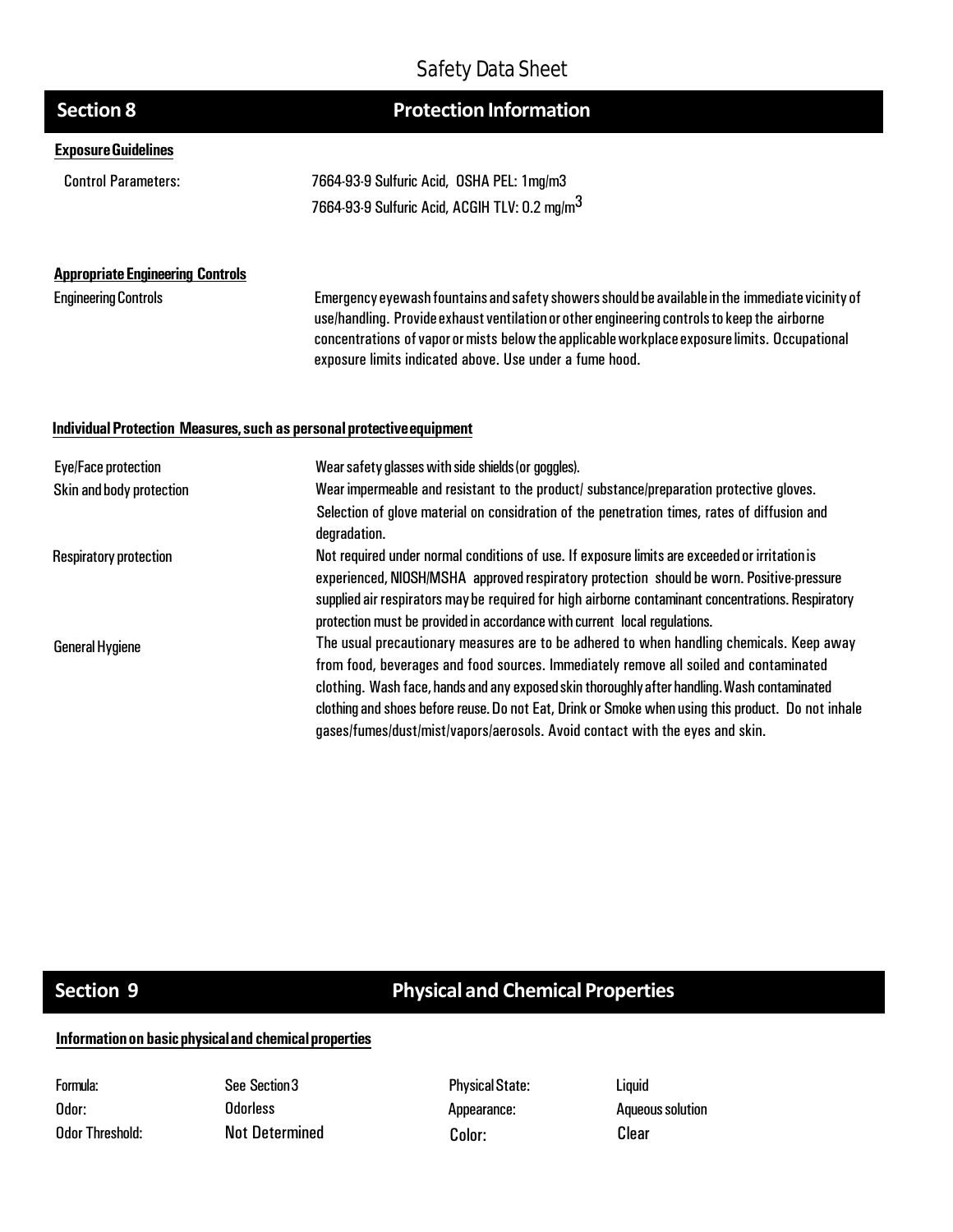## Section 8 Protection Information

### Exposure Guidelines

Control Parameters:

7664-93-9 Sulfuric Acid, OSHA PEL: 1mg/m3

7664-93-9 Sulfuric Acid, ACGIH TLV: 0.2 mg/m$^3$

### Appropriate Engineering Controls

Engineering Controls

Emergency eyewash fountains and safety showers should be available in the immediate vicinity of use/handling. Provide exhaust ventilation or other engineering controls to keep the airborne concentrations of vapor or mists below the applicable workplace exposure limits. Occupational exposure limits indicated above. Use under a fume hood.

### Individual Protection Measures, such as personal protective equipment

| | |
|---|---|
| Eye/Face protection | Wear safety glasses with side shields (or goggles). |
| Skin and body protection | Wear impermeable and resistant to the product/ substance/preparation protective gloves. Selection of glove material on considration of the penetration times, rates of diffusion and degradation. |
| Respiratory protection | Not required under normal conditions of use. If exposure limits are exceeded or irritation is experienced, NIOSH/MSHA approved respiratory protection should be worn. Positive-pressure supplied air respirators may be required for high airborne contaminant concentrations. Respiratory protection must be provided in accordance with current local regulations. |
| General Hygiene | The usual precautionary measures are to be adhered to when handling chemicals. Keep away from food, beverages and food sources. Immediately remove all soiled and contaminated clothing. Wash face, hands and any exposed skin thoroughly after handling. Wash contaminated clothing and shoes before reuse. Do not Eat, Drink or Smoke when using this product. Do not inhale gases/fumes/dust/mist/vapors/aerosols. Avoid contact with the eyes and skin. |

## Section 9 Physical and Chemical Properties

### Information on basic physical and chemical properties

| | | | |
|---|---|---|---|
| Formula: | See Section 3 | Physical State: | Liquid |
| Odor: | Odorless | Appearance: | Aqueous solution |
| Odor Threshold: | Not Determined | Color: | Clear |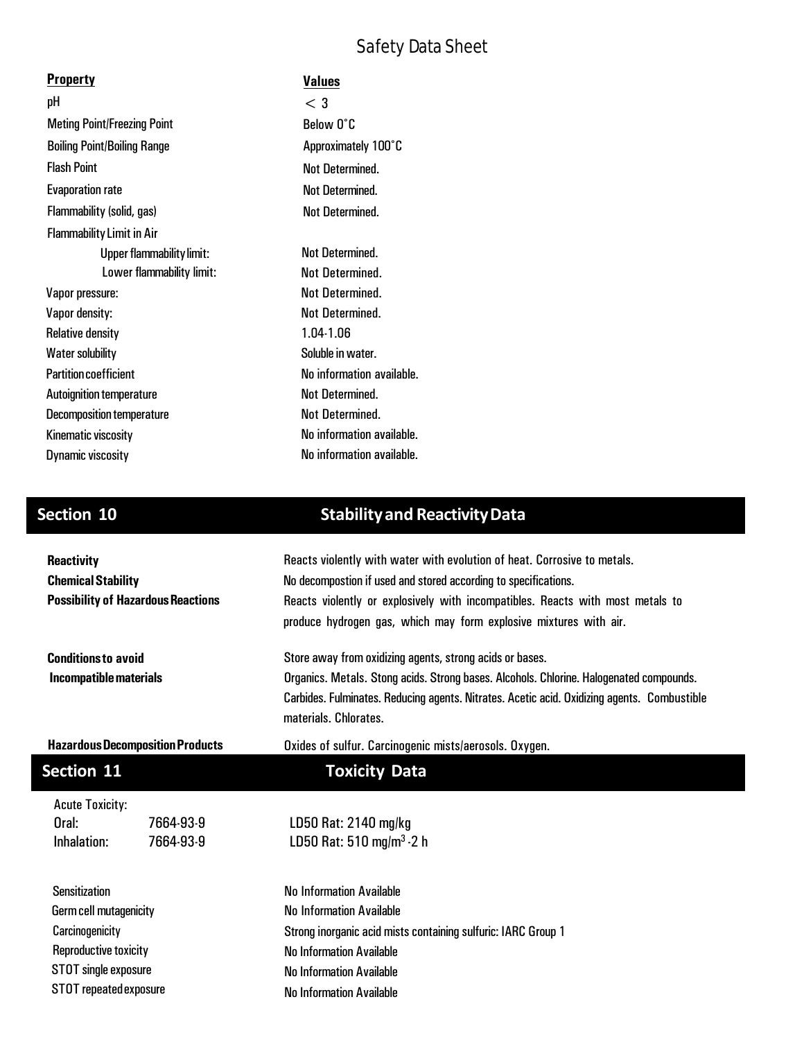# Safety Data Sheet

| **Property** | **Values** |
|---|---|
| pH | < 3 |
| Meting Point/Freezing Point | Below 0˚C |
| Boiling Point/Boiling Range | Approximately 100˚C |
| Flash Point | Not Determined. |
| Evaporation rate | Not Determined. |
| Flammability (solid, gas) | Not Determined. |
| Flammability Limit in Air | |
| Upper flammability limit: | Not Determined. |
| Lower flammability limit: | Not Determined. |
| Vapor pressure: | Not Determined. |
| Vapor density: | Not Determined. |
| Relative density | 1.04-1.06 |
| Water solubility | Soluble in water. |
| Partition coefficient | No information available. |
| Autoignition temperature | Not Determined. |
| Decomposition temperature | Not Determined. |
| Kinematic viscosity | No information available. |
| Dynamic viscosity | No information available. |

## Section 10 Stability and Reactivity Data

**Reactivity** Reacts violently with water with evolution of heat. Corrosive to metals.

**Chemical Stability** No decompostion if used and stored according to specifications.

**Possibility of Hazardous Reactions** Reacts violently or explosively with incompatibles. Reacts with most metals to produce hydrogen gas, which may form explosive mixtures with air.

**Conditions to avoid** Store away from oxidizing agents, strong acids or bases.

**Incompatible materials** Organics. Metals. Stong acids. Strong bases. Alcohols. Chlorine. Halogenated compounds. Carbides. Fulminates. Reducing agents. Nitrates. Acetic acid. Oxidizing agents. Combustible materials. Chlorates.

**Hazardous Decomposition Products** Oxides of sulfur. Carcinogenic mists/aerosols. Oxygen.

## Section 11 Toxicity Data

Acute Toxicity:

| | | |
|---|---|---|
| Oral: | 7664-93-9 | LD50 Rat: 2140 mg/kg |
| Inhalation: | 7664-93-9 | LD50 Rat: 510 $mg/m^3$ -2 h |

| | |
|---|---|
| Sensitization | No Information Available |
| Germ cell mutagenicity | No Information Available |
| Carcinogenicity | Strong inorganic acid mists containing sulfuric: IARC Group 1 |
| Reproductive toxicity | No Information Available |
| STOT single exposure | No Information Available |
| STOT repeated exposure | No Information Available |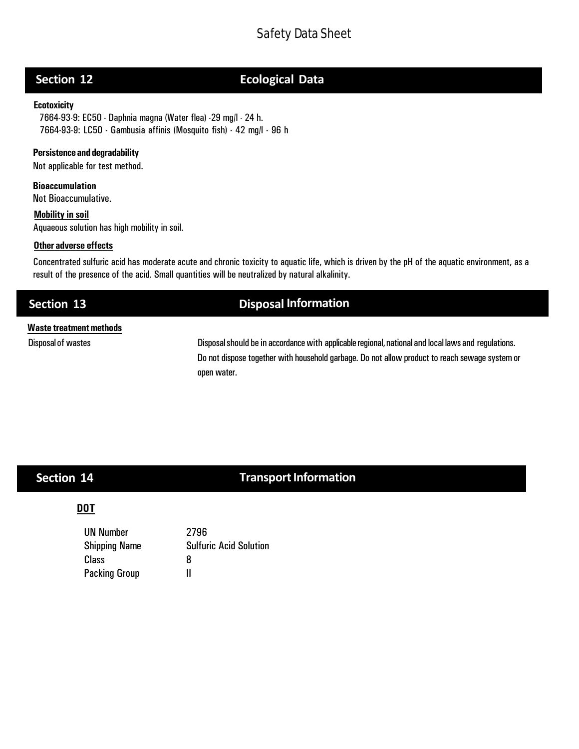## Section 12 Ecological Data

**Ecotoxicity**

7664-93-9: EC50 - Daphnia magna (Water flea) -29 mg/l - 24 h.
7664-93-9: LC50 - Gambusia affinis (Mosquito fish) - 42 mg/l - 96 h

**Persistence and degradability**

Not applicable for test method.

**Bioaccumulation**

Not Bioaccumulative.

**Mobility in soil**

Aquaeous solution has high mobility in soil.

**Other adverse effects**

Concentrated sulfuric acid has moderate acute and chronic toxicity to aquatic life, which is driven by the pH of the aquatic environment, as a result of the presence of the acid. Small quantities will be neutralized by natural alkalinity.

## Section 13 Disposal Information

**Waste treatment methods**

| | |
|---|---|
| Disposal of wastes | Disposal should be in accordance with applicable regional, national and local laws and regulations. Do not dispose together with household garbage. Do not allow product to reach sewage system or open water. |

## Section 14 Transport Information

**DOT**

| | |
|---|---|
| UN Number | 2796 |
| Shipping Name | Sulfuric Acid Solution |
| Class | 8 |
| Packing Group | II |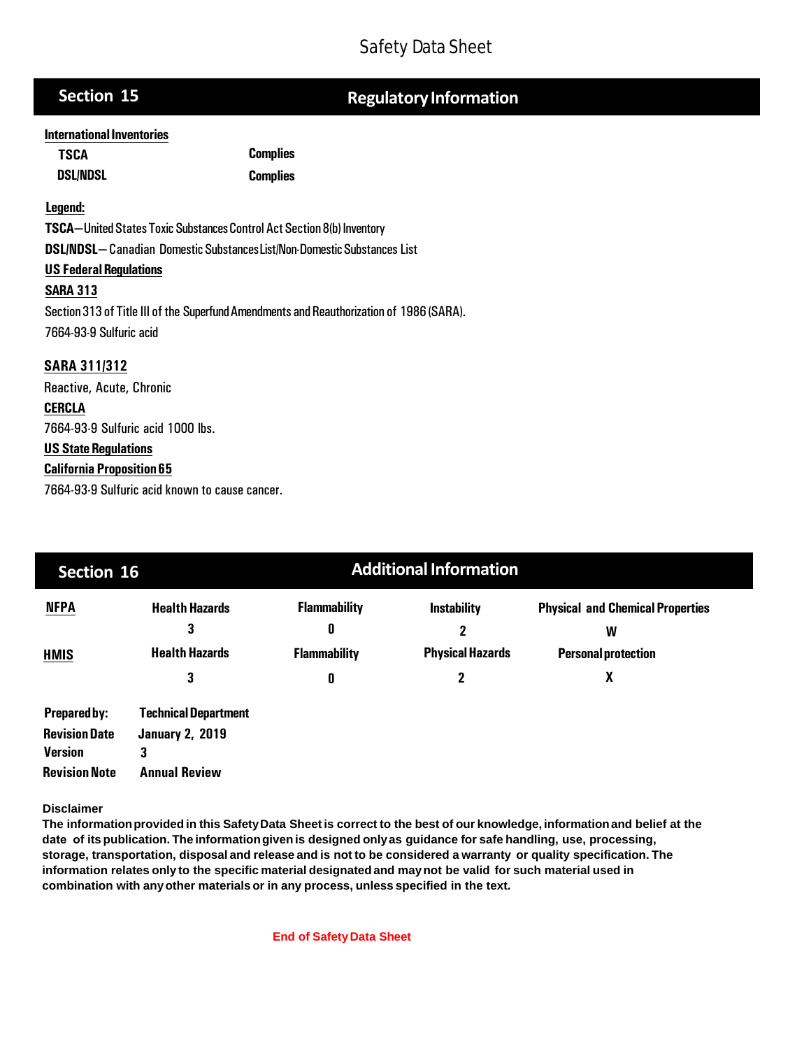## Section 15 Regulatory Information

**International Inventories**

| | |
|---|---|
| **TSCA** | **Complies** |
| **DSL/NDSL** | **Complies** |

**Legend:**

**TSCA**—United States Toxic Substances Control Act Section 8(b) Inventory

**DSL/NDSL**— Canadian Domestic Substances List/Non-Domestic Substances List

**US Federal Regulations**

**SARA 313**

Section 313 of Title III of the Superfund Amendments and Reauthorization of 1986 (SARA).

7664-93-9 Sulfuric acid

**SARA 311/312**

Reactive, Acute, Chronic

**CERCLA**

7664-93-9 Sulfuric acid 1000 lbs.

**US State Regulations**

**California Proposition 65**

7664-93-9 Sulfuric acid known to cause cancer.

## Section 16 Additional Information

| | | | | |
|---|---|---|---|---|
| **NFPA** | **Health Hazards** | **Flammability** | **Instability** | **Physical and Chemical Properties** |
| | **3** | **0** | **2** | **W** |
| **HMIS** | **Health Hazards** | **Flammability** | **Physical Hazards** | **Personal protection** |
| | **3** | **0** | **2** | **X** |

| | |
|---|---|
| **Prepared by:** | **Technical Department** |
| **Revision Date** | **January 2, 2019** |
| **Version** | **3** |
| **Revision Note** | **Annual Review** |

**Disclaimer**

**The information provided in this Safety Data Sheet is correct to the best of our knowledge, information and belief at the date of its publication. The information given is designed only as guidance for safe handling, use, processing, storage, transportation, disposal and release and is not to be considered a warranty or quality specification. The information relates only to the specific material designated and may not be valid for such material used in combination with any other materials or in any process, unless specified in the text.**

**End of Safety Data Sheet**